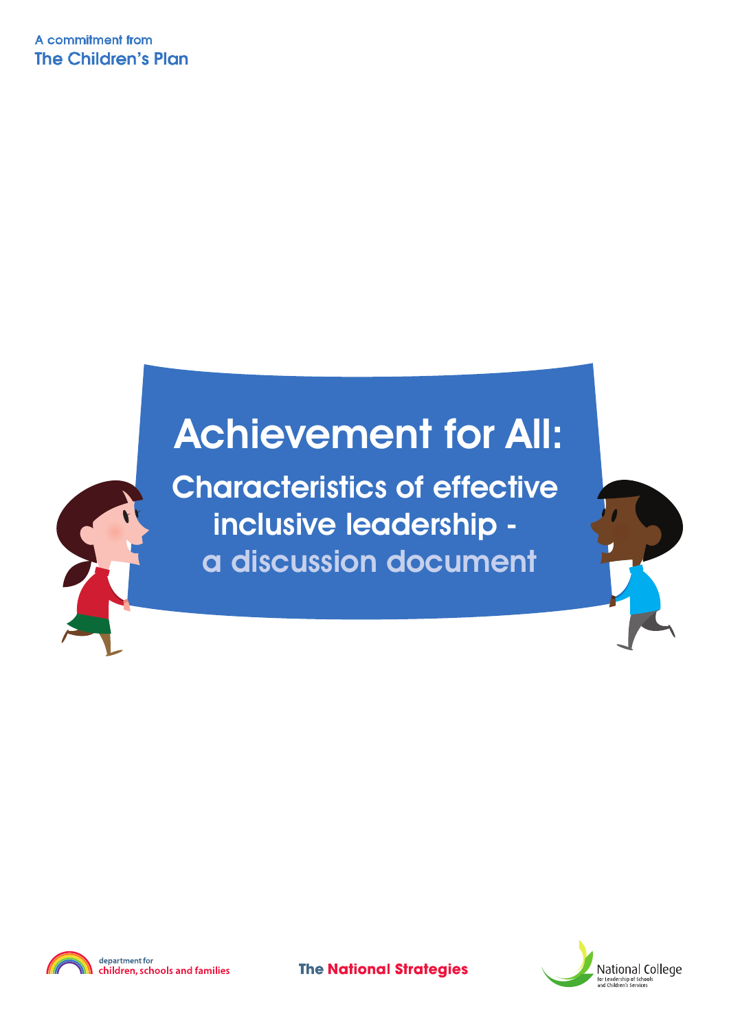A commitment from
The Children's Plan

# Achievement for All:

## Characteristics of effective inclusive leadership - a discussion document

department for children, schools and families

The National Strategies

National College for Leadership of Schools and Children's Services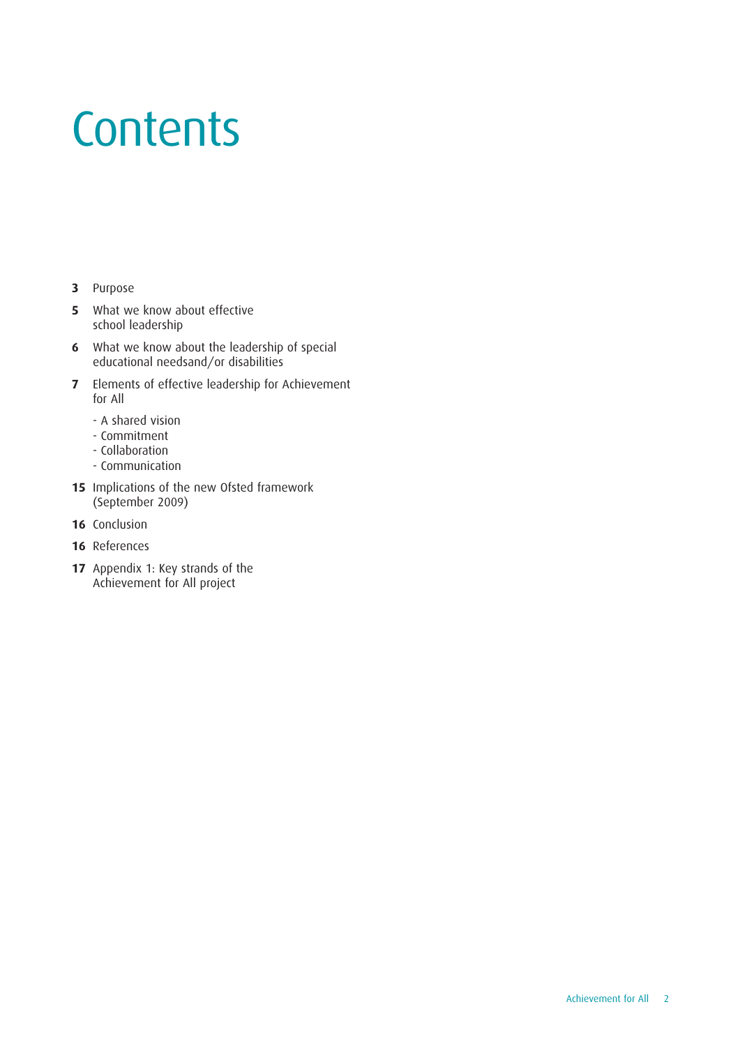# Contents

**3** Purpose

**5** What we know about effective school leadership

**6** What we know about the leadership of special educational needsand/or disabilities

**7** Elements of effective leadership for Achievement for All

- A shared vision
- Commitment
- Collaboration
- Communication

**15** Implications of the new Ofsted framework (September 2009)

**16** Conclusion

**16** References

**17** Appendix 1: Key strands of the Achievement for All project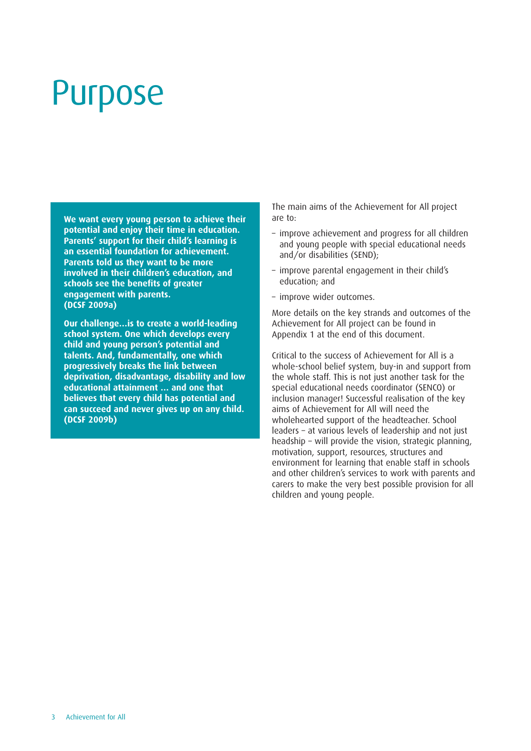# Purpose

**We want every young person to achieve their potential and enjoy their time in education. Parents' support for their child's learning is an essential foundation for achievement. Parents told us they want to be more involved in their children's education, and schools see the benefits of greater engagement with parents. (DCSF 2009a)**

**Our challenge...is to create a world-leading school system. One which develops every child and young person's potential and talents. And, fundamentally, one which progressively breaks the link between deprivation, disadvantage, disability and low educational attainment ... and one that believes that every child has potential and can succeed and never gives up on any child. (DCSF 2009b)**

The main aims of the Achievement for All project are to:

- improve achievement and progress for all children and young people with special educational needs and/or disabilities (SEND);
- improve parental engagement in their child's education; and
- improve wider outcomes.

More details on the key strands and outcomes of the Achievement for All project can be found in Appendix 1 at the end of this document.

Critical to the success of Achievement for All is a whole-school belief system, buy-in and support from the whole staff. This is not just another task for the special educational needs coordinator (SENCO) or inclusion manager! Successful realisation of the key aims of Achievement for All will need the wholehearted support of the headteacher. School leaders – at various levels of leadership and not just headship – will provide the vision, strategic planning, motivation, support, resources, structures and environment for learning that enable staff in schools and other children's services to work with parents and carers to make the very best possible provision for all children and young people.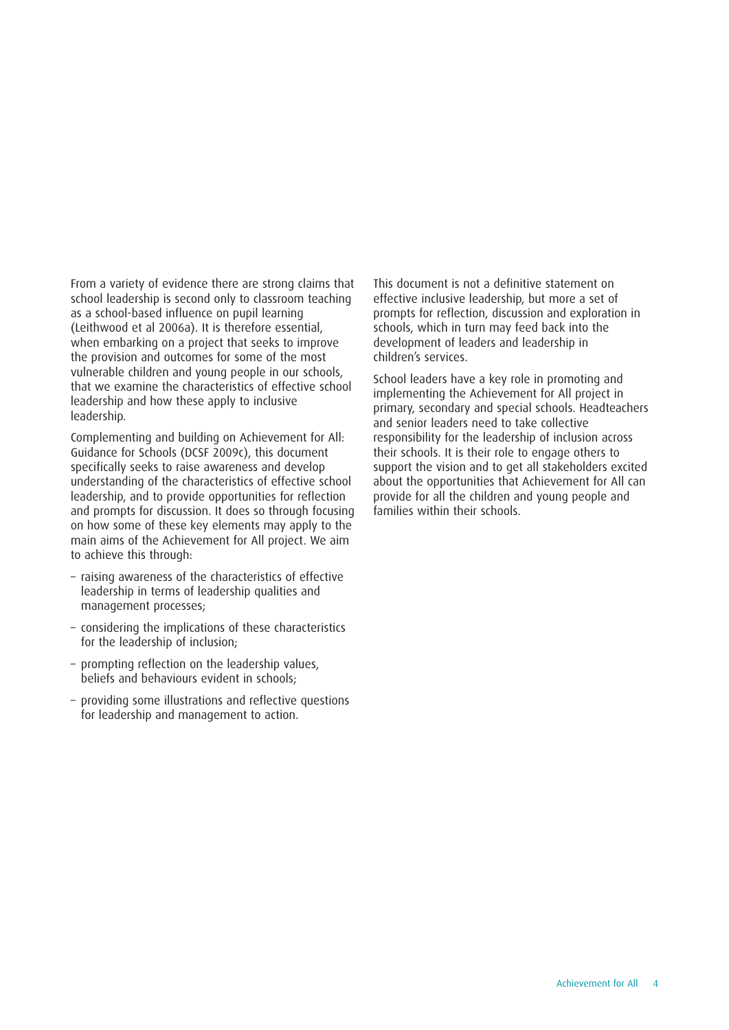From a variety of evidence there are strong claims that school leadership is second only to classroom teaching as a school-based influence on pupil learning (Leithwood et al 2006a). It is therefore essential, when embarking on a project that seeks to improve the provision and outcomes for some of the most vulnerable children and young people in our schools, that we examine the characteristics of effective school leadership and how these apply to inclusive leadership.

Complementing and building on Achievement for All: Guidance for Schools (DCSF 2009c), this document specifically seeks to raise awareness and develop understanding of the characteristics of effective school leadership, and to provide opportunities for reflection and prompts for discussion. It does so through focusing on how some of these key elements may apply to the main aims of the Achievement for All project. We aim to achieve this through:

- raising awareness of the characteristics of effective leadership in terms of leadership qualities and management processes;
- considering the implications of these characteristics for the leadership of inclusion;
- prompting reflection on the leadership values, beliefs and behaviours evident in schools;
- providing some illustrations and reflective questions for leadership and management to action.

This document is not a definitive statement on effective inclusive leadership, but more a set of prompts for reflection, discussion and exploration in schools, which in turn may feed back into the development of leaders and leadership in children's services.

School leaders have a key role in promoting and implementing the Achievement for All project in primary, secondary and special schools. Headteachers and senior leaders need to take collective responsibility for the leadership of inclusion across their schools. It is their role to engage others to support the vision and to get all stakeholders excited about the opportunities that Achievement for All can provide for all the children and young people and families within their schools.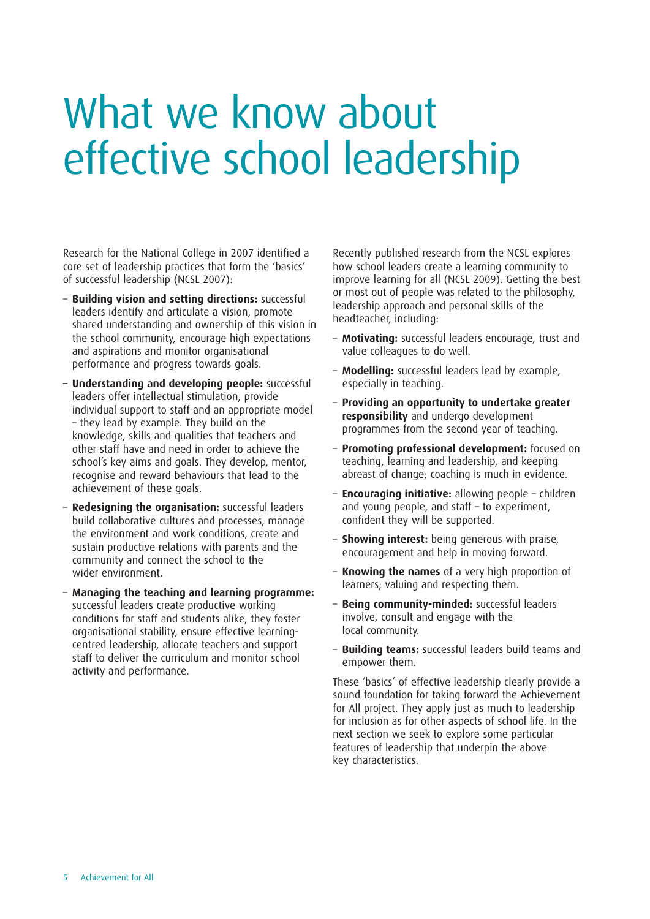# What we know about effective school leadership

Research for the National College in 2007 identified a core set of leadership practices that form the 'basics' of successful leadership (NCSL 2007):

- **Building vision and setting directions:** successful leaders identify and articulate a vision, promote shared understanding and ownership of this vision in the school community, encourage high expectations and aspirations and monitor organisational performance and progress towards goals.
- **Understanding and developing people:** successful leaders offer intellectual stimulation, provide individual support to staff and an appropriate model – they lead by example. They build on the knowledge, skills and qualities that teachers and other staff have and need in order to achieve the school's key aims and goals. They develop, mentor, recognise and reward behaviours that lead to the achievement of these goals.
- **Redesigning the organisation:** successful leaders build collaborative cultures and processes, manage the environment and work conditions, create and sustain productive relations with parents and the community and connect the school to the wider environment.
- **Managing the teaching and learning programme:** successful leaders create productive working conditions for staff and students alike, they foster organisational stability, ensure effective learning-centred leadership, allocate teachers and support staff to deliver the curriculum and monitor school activity and performance.

Recently published research from the NCSL explores how school leaders create a learning community to improve learning for all (NCSL 2009). Getting the best or most out of people was related to the philosophy, leadership approach and personal skills of the headteacher, including:

- **Motivating:** successful leaders encourage, trust and value colleagues to do well.
- **Modelling:** successful leaders lead by example, especially in teaching.
- **Providing an opportunity to undertake greater responsibility** and undergo development programmes from the second year of teaching.
- **Promoting professional development:** focused on teaching, learning and leadership, and keeping abreast of change; coaching is much in evidence.
- **Encouraging initiative:** allowing people – children and young people, and staff – to experiment, confident they will be supported.
- **Showing interest:** being generous with praise, encouragement and help in moving forward.
- **Knowing the names** of a very high proportion of learners; valuing and respecting them.
- **Being community-minded:** successful leaders involve, consult and engage with the local community.
- **Building teams:** successful leaders build teams and empower them.

These 'basics' of effective leadership clearly provide a sound foundation for taking forward the Achievement for All project. They apply just as much to leadership for inclusion as for other aspects of school life. In the next section we seek to explore some particular features of leadership that underpin the above key characteristics.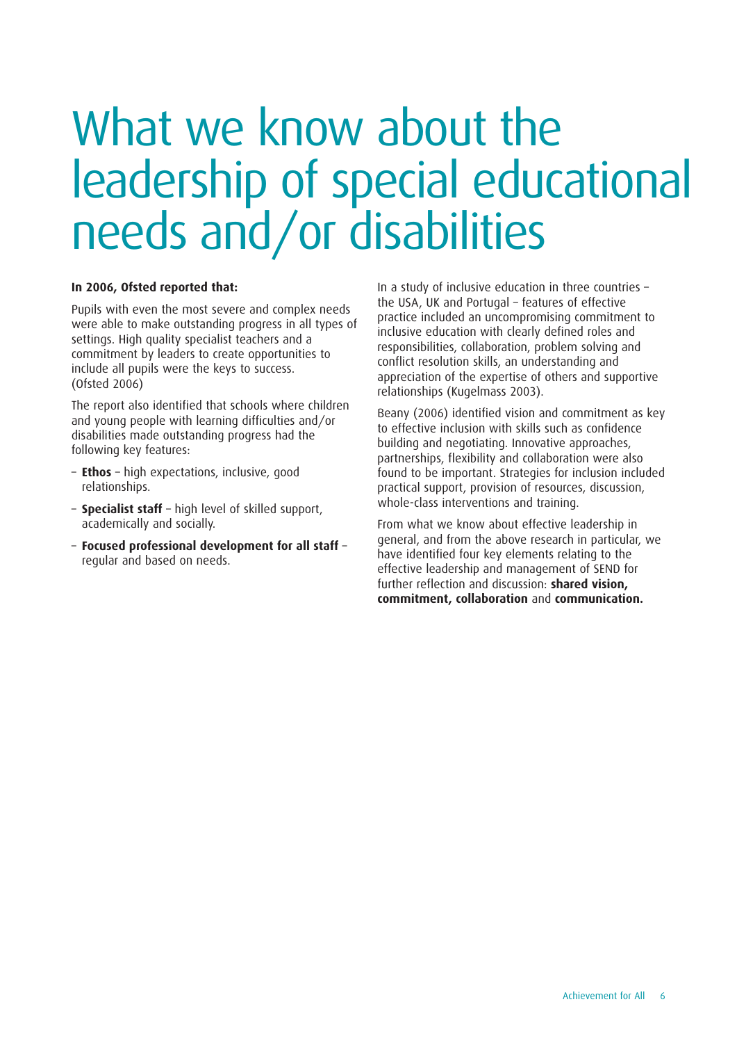# What we know about the leadership of special educational needs and/or disabilities

**In 2006, Ofsted reported that:**

Pupils with even the most severe and complex needs were able to make outstanding progress in all types of settings. High quality specialist teachers and a commitment by leaders to create opportunities to include all pupils were the keys to success. (Ofsted 2006)

The report also identified that schools where children and young people with learning difficulties and/or disabilities made outstanding progress had the following key features:

- **Ethos** – high expectations, inclusive, good relationships.
- **Specialist staff** – high level of skilled support, academically and socially.
- **Focused professional development for all staff** – regular and based on needs.

In a study of inclusive education in three countries – the USA, UK and Portugal – features of effective practice included an uncompromising commitment to inclusive education with clearly defined roles and responsibilities, collaboration, problem solving and conflict resolution skills, an understanding and appreciation of the expertise of others and supportive relationships (Kugelmass 2003).

Beany (2006) identified vision and commitment as key to effective inclusion with skills such as confidence building and negotiating. Innovative approaches, partnerships, flexibility and collaboration were also found to be important. Strategies for inclusion included practical support, provision of resources, discussion, whole-class interventions and training.

From what we know about effective leadership in general, and from the above research in particular, we have identified four key elements relating to the effective leadership and management of SEND for further reflection and discussion: **shared vision, commitment, collaboration** and **communication.**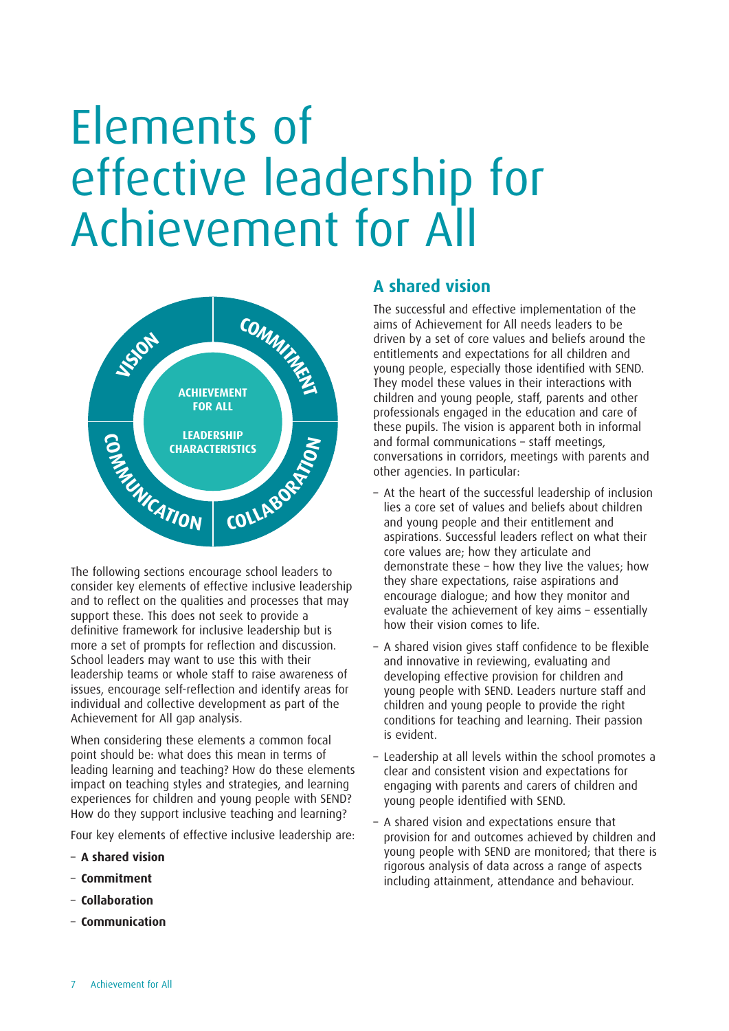# Elements of effective leadership for Achievement for All

VISION

COMMITMENT

COMMUNICATION

COLLABORATION

ACHIEVEMENT FOR ALL

LEADERSHIP CHARACTERISTICS

The following sections encourage school leaders to consider key elements of effective inclusive leadership and to reflect on the qualities and processes that may support these. This does not seek to provide a definitive framework for inclusive leadership but is more a set of prompts for reflection and discussion. School leaders may want to use this with their leadership teams or whole staff to raise awareness of issues, encourage self-reflection and identify areas for individual and collective development as part of the Achievement for All gap analysis.

When considering these elements a common focal point should be: what does this mean in terms of leading learning and teaching? How do these elements impact on teaching styles and strategies, and learning experiences for children and young people with SEND? How do they support inclusive teaching and learning?

Four key elements of effective inclusive leadership are:

- **A shared vision**
- **Commitment**
- **Collaboration**
- **Communication**

## A shared vision

The successful and effective implementation of the aims of Achievement for All needs leaders to be driven by a set of core values and beliefs around the entitlements and expectations for all children and young people, especially those identified with SEND. They model these values in their interactions with children and young people, staff, parents and other professionals engaged in the education and care of these pupils. The vision is apparent both in informal and formal communications – staff meetings, conversations in corridors, meetings with parents and other agencies. In particular:

- At the heart of the successful leadership of inclusion lies a core set of values and beliefs about children and young people and their entitlement and aspirations. Successful leaders reflect on what their core values are; how they articulate and demonstrate these – how they live the values; how they share expectations, raise aspirations and encourage dialogue; and how they monitor and evaluate the achievement of key aims – essentially how their vision comes to life.
- A shared vision gives staff confidence to be flexible and innovative in reviewing, evaluating and developing effective provision for children and young people with SEND. Leaders nurture staff and children and young people to provide the right conditions for teaching and learning. Their passion is evident.
- Leadership at all levels within the school promotes a clear and consistent vision and expectations for engaging with parents and carers of children and young people identified with SEND.
- A shared vision and expectations ensure that provision for and outcomes achieved by children and young people with SEND are monitored; that there is rigorous analysis of data across a range of aspects including attainment, attendance and behaviour.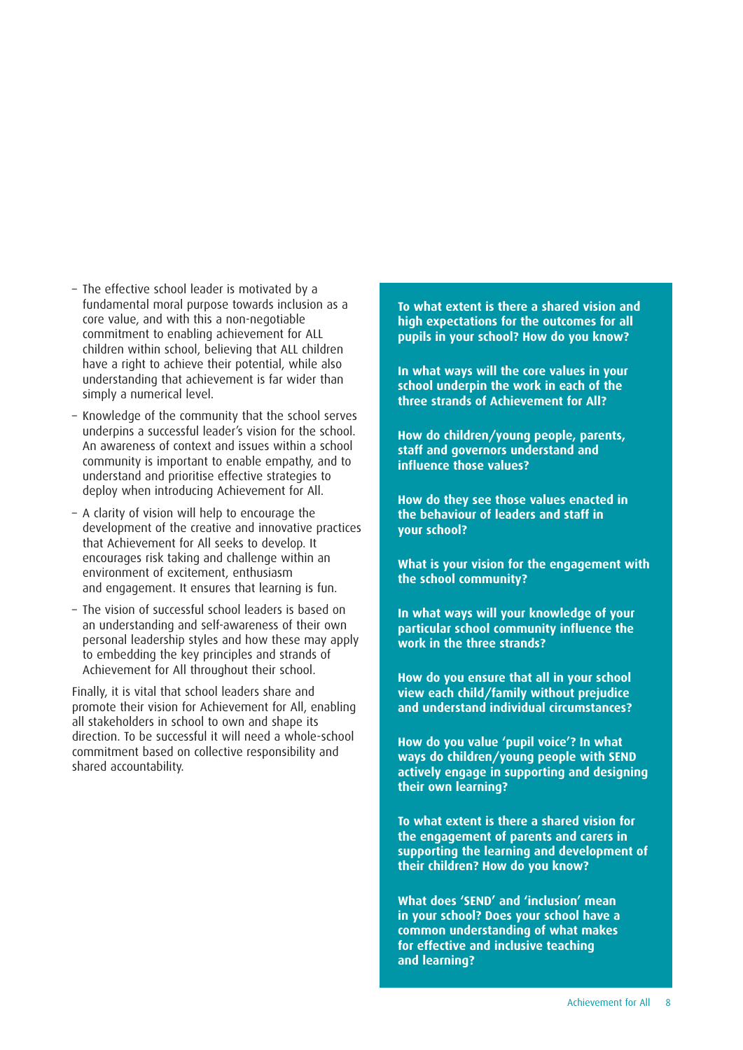- The effective school leader is motivated by a fundamental moral purpose towards inclusion as a core value, and with this a non-negotiable commitment to enabling achievement for ALL children within school, believing that ALL children have a right to achieve their potential, while also understanding that achievement is far wider than simply a numerical level.
- Knowledge of the community that the school serves underpins a successful leader's vision for the school. An awareness of context and issues within a school community is important to enable empathy, and to understand and prioritise effective strategies to deploy when introducing Achievement for All.
- A clarity of vision will help to encourage the development of the creative and innovative practices that Achievement for All seeks to develop. It encourages risk taking and challenge within an environment of excitement, enthusiasm and engagement. It ensures that learning is fun.
- The vision of successful school leaders is based on an understanding and self-awareness of their own personal leadership styles and how these may apply to embedding the key principles and strands of Achievement for All throughout their school.

Finally, it is vital that school leaders share and promote their vision for Achievement for All, enabling all stakeholders in school to own and shape its direction. To be successful it will need a whole-school commitment based on collective responsibility and shared accountability.

**To what extent is there a shared vision and high expectations for the outcomes for all pupils in your school? How do you know?**

**In what ways will the core values in your school underpin the work in each of the three strands of Achievement for All?**

**How do children/young people, parents, staff and governors understand and influence those values?**

**How do they see those values enacted in the behaviour of leaders and staff in your school?**

**What is your vision for the engagement with the school community?**

**In what ways will your knowledge of your particular school community influence the work in the three strands?**

**How do you ensure that all in your school view each child/family without prejudice and understand individual circumstances?**

**How do you value 'pupil voice'? In what ways do children/young people with SEND actively engage in supporting and designing their own learning?**

**To what extent is there a shared vision for the engagement of parents and carers in supporting the learning and development of their children? How do you know?**

**What does 'SEND' and 'inclusion' mean in your school? Does your school have a common understanding of what makes for effective and inclusive teaching and learning?**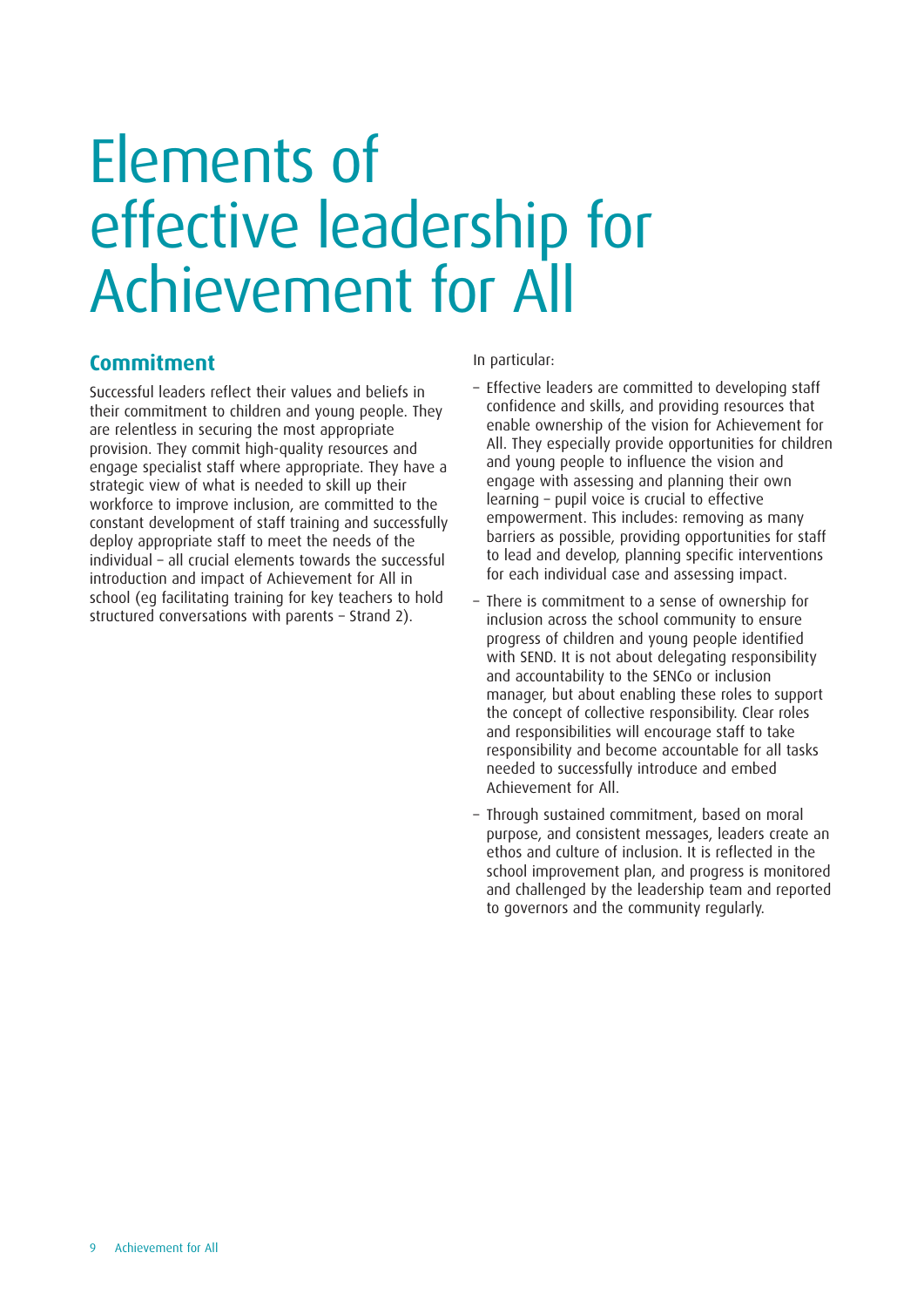# Elements of effective leadership for Achievement for All

## Commitment

Successful leaders reflect their values and beliefs in their commitment to children and young people. They are relentless in securing the most appropriate provision. They commit high-quality resources and engage specialist staff where appropriate. They have a strategic view of what is needed to skill up their workforce to improve inclusion, are committed to the constant development of staff training and successfully deploy appropriate staff to meet the needs of the individual – all crucial elements towards the successful introduction and impact of Achievement for All in school (eg facilitating training for key teachers to hold structured conversations with parents – Strand 2).

In particular:

- Effective leaders are committed to developing staff confidence and skills, and providing resources that enable ownership of the vision for Achievement for All. They especially provide opportunities for children and young people to influence the vision and engage with assessing and planning their own learning – pupil voice is crucial to effective empowerment. This includes: removing as many barriers as possible, providing opportunities for staff to lead and develop, planning specific interventions for each individual case and assessing impact.
- There is commitment to a sense of ownership for inclusion across the school community to ensure progress of children and young people identified with SEND. It is not about delegating responsibility and accountability to the SENCo or inclusion manager, but about enabling these roles to support the concept of collective responsibility. Clear roles and responsibilities will encourage staff to take responsibility and become accountable for all tasks needed to successfully introduce and embed Achievement for All.
- Through sustained commitment, based on moral purpose, and consistent messages, leaders create an ethos and culture of inclusion. It is reflected in the school improvement plan, and progress is monitored and challenged by the leadership team and reported to governors and the community regularly.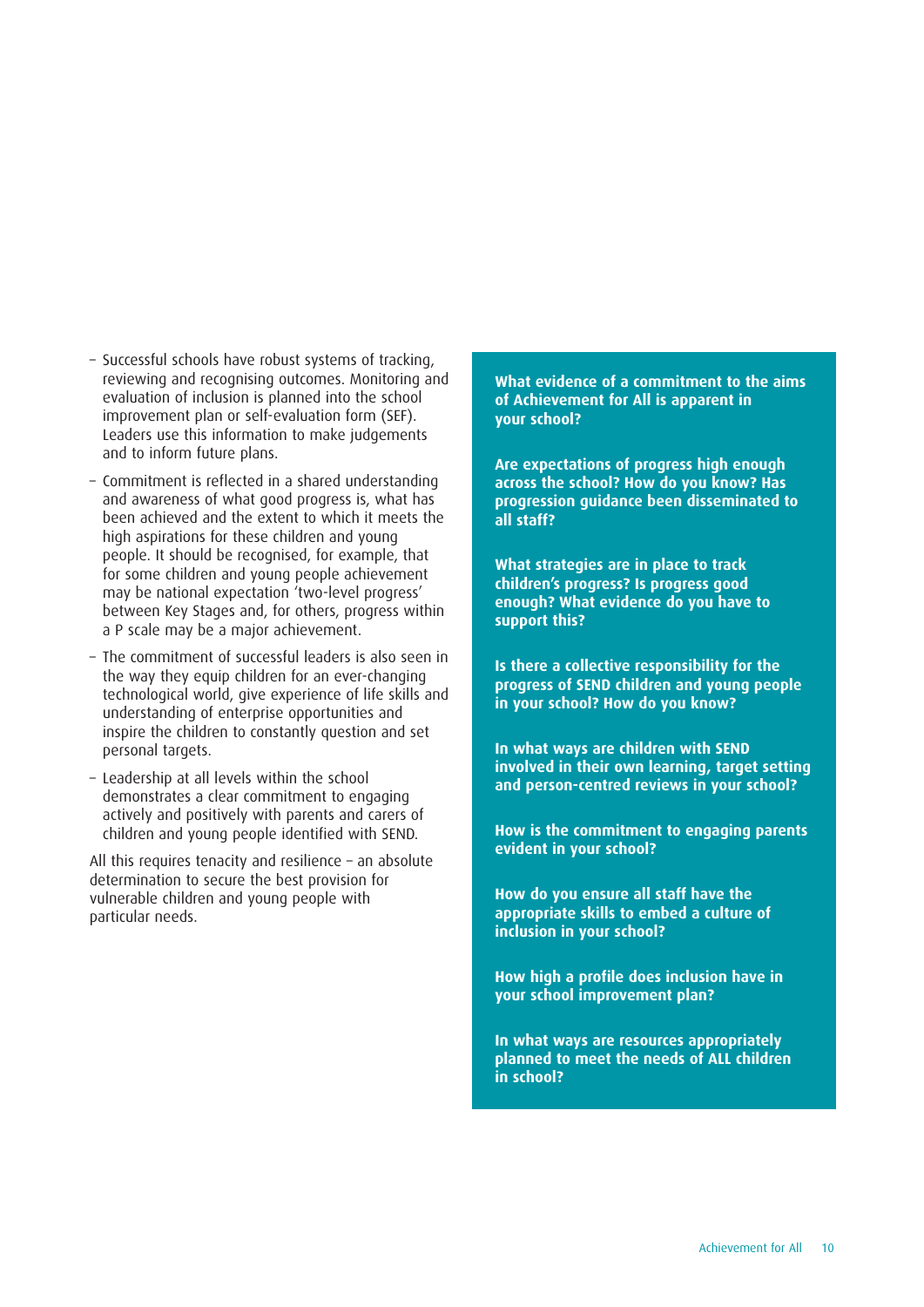- Successful schools have robust systems of tracking, reviewing and recognising outcomes. Monitoring and evaluation of inclusion is planned into the school improvement plan or self-evaluation form (SEF). Leaders use this information to make judgements and to inform future plans.
- Commitment is reflected in a shared understanding and awareness of what good progress is, what has been achieved and the extent to which it meets the high aspirations for these children and young people. It should be recognised, for example, that for some children and young people achievement may be national expectation 'two-level progress' between Key Stages and, for others, progress within a P scale may be a major achievement.
- The commitment of successful leaders is also seen in the way they equip children for an ever-changing technological world, give experience of life skills and understanding of enterprise opportunities and inspire the children to constantly question and set personal targets.
- Leadership at all levels within the school demonstrates a clear commitment to engaging actively and positively with parents and carers of children and young people identified with SEND.

All this requires tenacity and resilience – an absolute determination to secure the best provision for vulnerable children and young people with particular needs.

**What evidence of a commitment to the aims of Achievement for All is apparent in your school?**

**Are expectations of progress high enough across the school? How do you know? Has progression guidance been disseminated to all staff?**

**What strategies are in place to track children's progress? Is progress good enough? What evidence do you have to support this?**

**Is there a collective responsibility for the progress of SEND children and young people in your school? How do you know?**

**In what ways are children with SEND involved in their own learning, target setting and person-centred reviews in your school?**

**How is the commitment to engaging parents evident in your school?**

**How do you ensure all staff have the appropriate skills to embed a culture of inclusion in your school?**

**How high a profile does inclusion have in your school improvement plan?**

**In what ways are resources appropriately planned to meet the needs of ALL children in school?**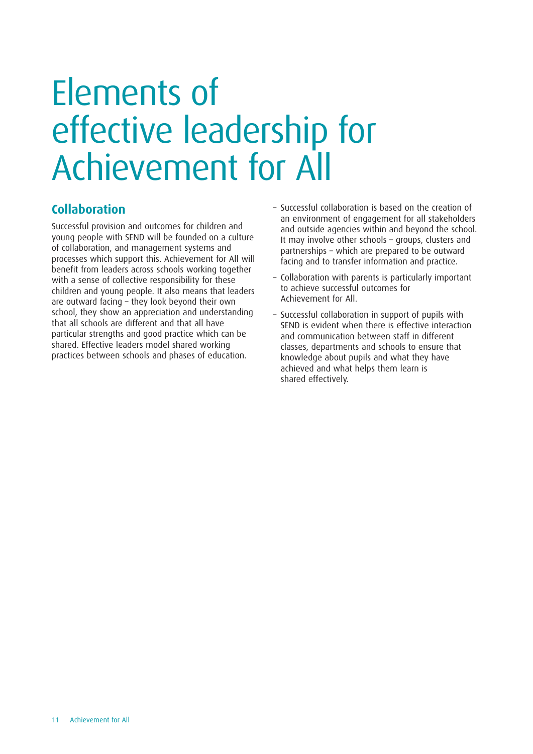# Elements of effective leadership for Achievement for All

## Collaboration

Successful provision and outcomes for children and young people with SEND will be founded on a culture of collaboration, and management systems and processes which support this. Achievement for All will benefit from leaders across schools working together with a sense of collective responsibility for these children and young people. It also means that leaders are outward facing – they look beyond their own school, they show an appreciation and understanding that all schools are different and that all have particular strengths and good practice which can be shared. Effective leaders model shared working practices between schools and phases of education.

- Successful collaboration is based on the creation of an environment of engagement for all stakeholders and outside agencies within and beyond the school. It may involve other schools – groups, clusters and partnerships – which are prepared to be outward facing and to transfer information and practice.
- Collaboration with parents is particularly important to achieve successful outcomes for Achievement for All.
- Successful collaboration in support of pupils with SEND is evident when there is effective interaction and communication between staff in different classes, departments and schools to ensure that knowledge about pupils and what they have achieved and what helps them learn is shared effectively.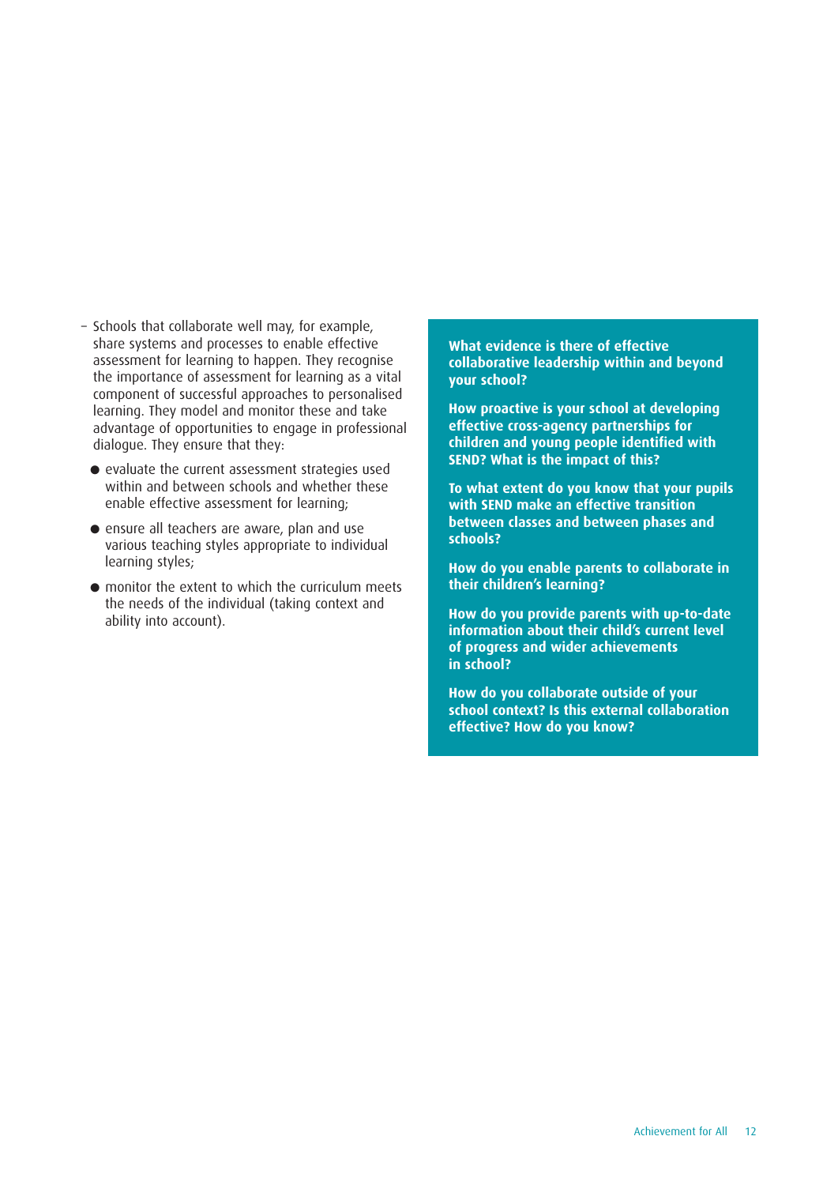- Schools that collaborate well may, for example, share systems and processes to enable effective assessment for learning to happen. They recognise the importance of assessment for learning as a vital component of successful approaches to personalised learning. They model and monitor these and take advantage of opportunities to engage in professional dialogue. They ensure that they:
  - evaluate the current assessment strategies used within and between schools and whether these enable effective assessment for learning;
  - ensure all teachers are aware, plan and use various teaching styles appropriate to individual learning styles;
  - monitor the extent to which the curriculum meets the needs of the individual (taking context and ability into account).

**What evidence is there of effective collaborative leadership within and beyond your school?**

**How proactive is your school at developing effective cross-agency partnerships for children and young people identified with SEND? What is the impact of this?**

**To what extent do you know that your pupils with SEND make an effective transition between classes and between phases and schools?**

**How do you enable parents to collaborate in their children's learning?**

**How do you provide parents with up-to-date information about their child's current level of progress and wider achievements in school?**

**How do you collaborate outside of your school context? Is this external collaboration effective? How do you know?**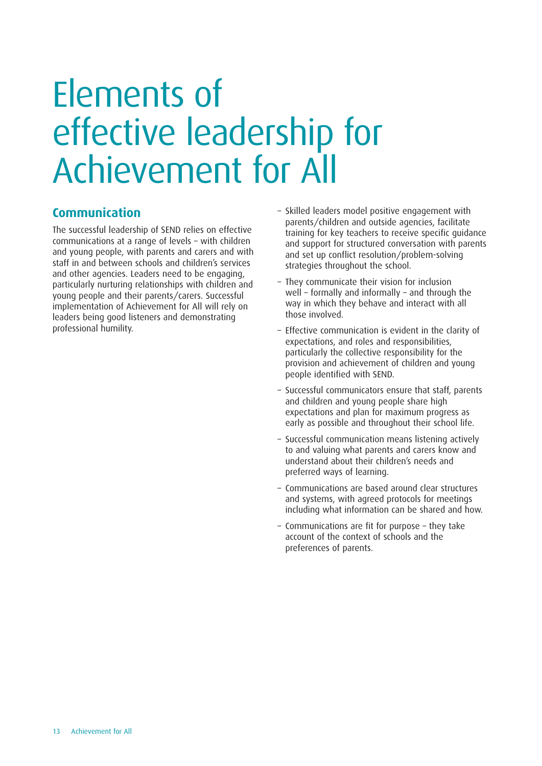# Elements of effective leadership for Achievement for All

## Communication

The successful leadership of SEND relies on effective communications at a range of levels – with children and young people, with parents and carers and with staff in and between schools and children's services and other agencies. Leaders need to be engaging, particularly nurturing relationships with children and young people and their parents/carers. Successful implementation of Achievement for All will rely on leaders being good listeners and demonstrating professional humility.

- Skilled leaders model positive engagement with parents/children and outside agencies, facilitate training for key teachers to receive specific guidance and support for structured conversation with parents and set up conflict resolution/problem-solving strategies throughout the school.
- They communicate their vision for inclusion well – formally and informally – and through the way in which they behave and interact with all those involved.
- Effective communication is evident in the clarity of expectations, and roles and responsibilities, particularly the collective responsibility for the provision and achievement of children and young people identified with SEND.
- Successful communicators ensure that staff, parents and children and young people share high expectations and plan for maximum progress as early as possible and throughout their school life.
- Successful communication means listening actively to and valuing what parents and carers know and understand about their children's needs and preferred ways of learning.
- Communications are based around clear structures and systems, with agreed protocols for meetings including what information can be shared and how.
- Communications are fit for purpose – they take account of the context of schools and the preferences of parents.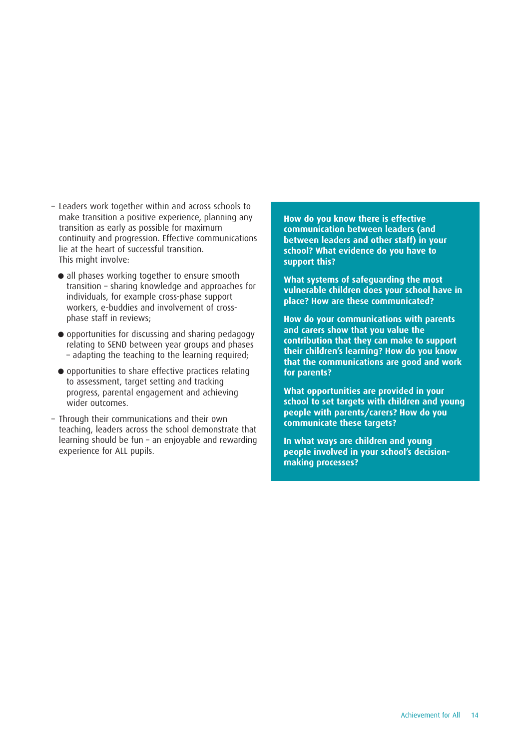- Leaders work together within and across schools to make transition a positive experience, planning any transition as early as possible for maximum continuity and progression. Effective communications lie at the heart of successful transition.
  This might involve:
  - all phases working together to ensure smooth transition – sharing knowledge and approaches for individuals, for example cross-phase support workers, e-buddies and involvement of cross-phase staff in reviews;
  - opportunities for discussing and sharing pedagogy relating to SEND between year groups and phases – adapting the teaching to the learning required;
  - opportunities to share effective practices relating to assessment, target setting and tracking progress, parental engagement and achieving wider outcomes.
- Through their communications and their own teaching, leaders across the school demonstrate that learning should be fun – an enjoyable and rewarding experience for ALL pupils.

**How do you know there is effective communication between leaders (and between leaders and other staff) in your school? What evidence do you have to support this?**

**What systems of safeguarding the most vulnerable children does your school have in place? How are these communicated?**

**How do your communications with parents and carers show that you value the contribution that they can make to support their children's learning? How do you know that the communications are good and work for parents?**

**What opportunities are provided in your school to set targets with children and young people with parents/carers? How do you communicate these targets?**

**In what ways are children and young people involved in your school's decision-making processes?**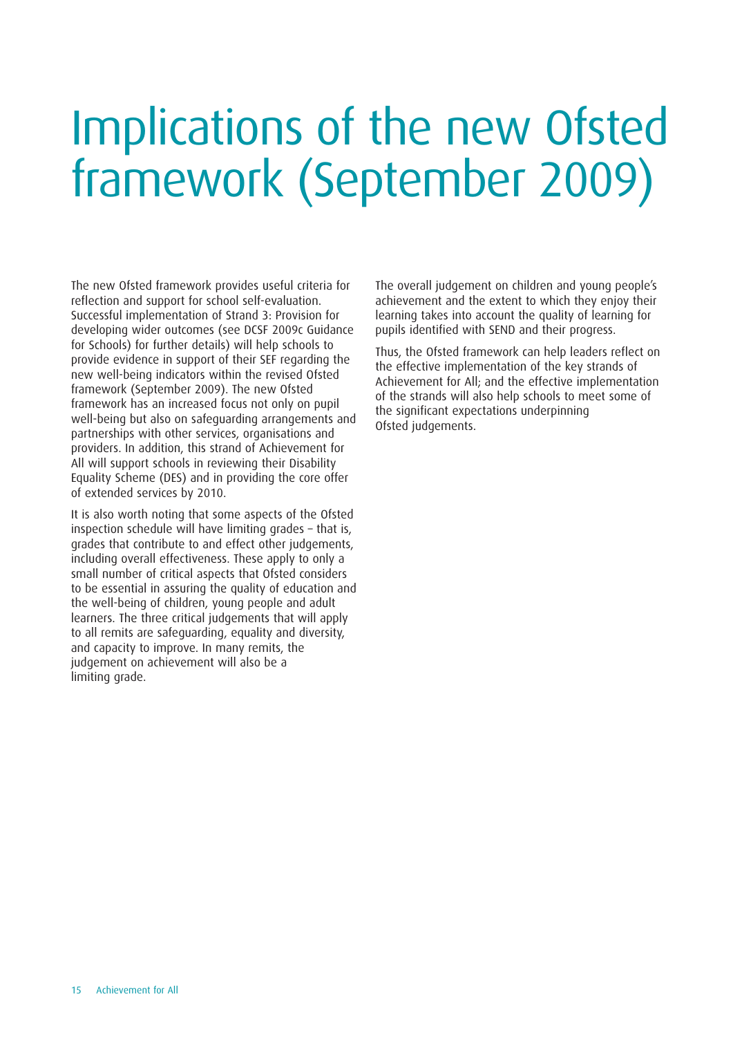# Implications of the new Ofsted framework (September 2009)

The new Ofsted framework provides useful criteria for reflection and support for school self-evaluation. Successful implementation of Strand 3: Provision for developing wider outcomes (see DCSF 2009c Guidance for Schools) for further details) will help schools to provide evidence in support of their SEF regarding the new well-being indicators within the revised Ofsted framework (September 2009). The new Ofsted framework has an increased focus not only on pupil well-being but also on safeguarding arrangements and partnerships with other services, organisations and providers. In addition, this strand of Achievement for All will support schools in reviewing their Disability Equality Scheme (DES) and in providing the core offer of extended services by 2010.

It is also worth noting that some aspects of the Ofsted inspection schedule will have limiting grades – that is, grades that contribute to and effect other judgements, including overall effectiveness. These apply to only a small number of critical aspects that Ofsted considers to be essential in assuring the quality of education and the well-being of children, young people and adult learners. The three critical judgements that will apply to all remits are safeguarding, equality and diversity, and capacity to improve. In many remits, the judgement on achievement will also be a limiting grade.

The overall judgement on children and young people's achievement and the extent to which they enjoy their learning takes into account the quality of learning for pupils identified with SEND and their progress.

Thus, the Ofsted framework can help leaders reflect on the effective implementation of the key strands of Achievement for All; and the effective implementation of the strands will also help schools to meet some of the significant expectations underpinning Ofsted judgements.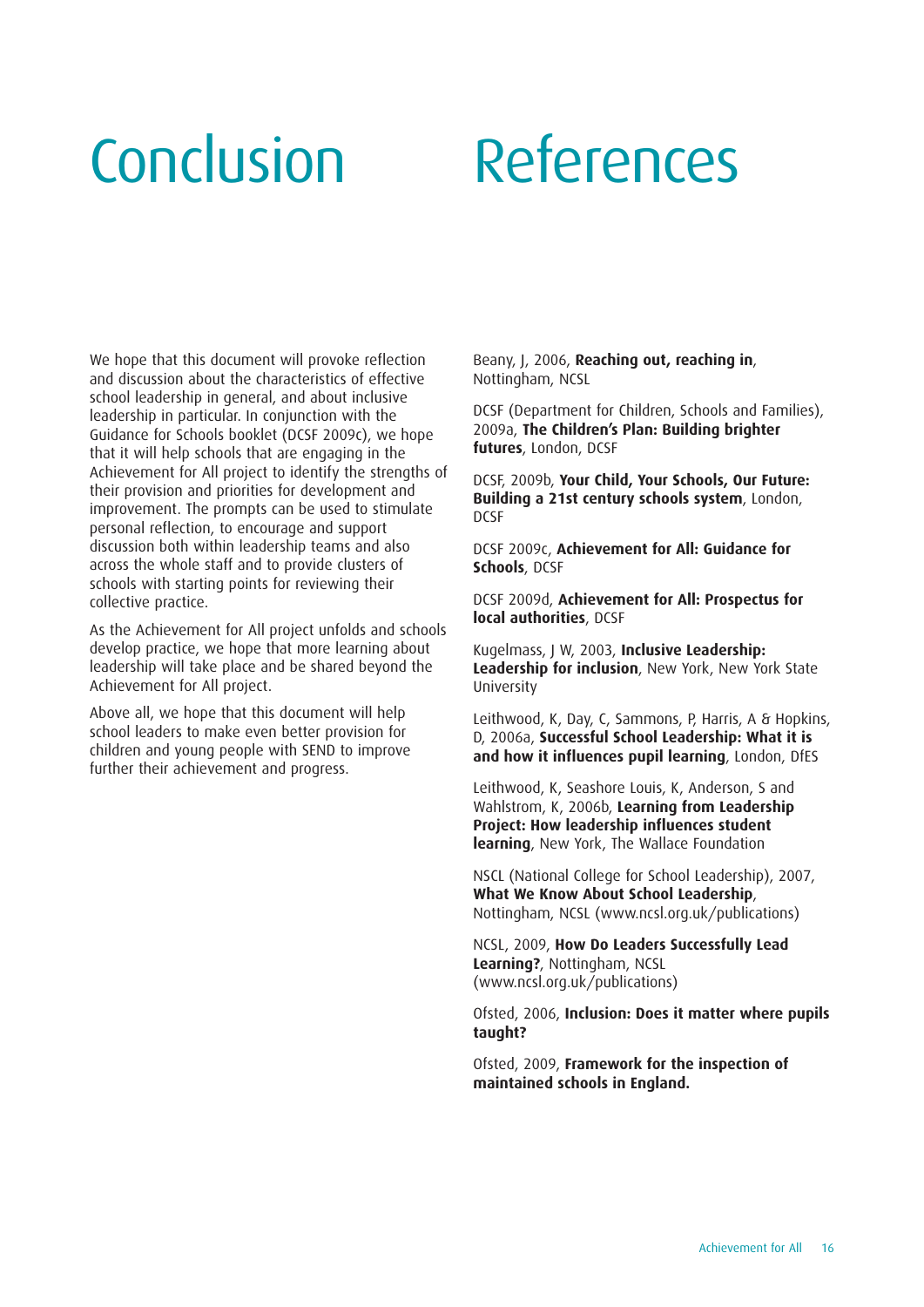# Conclusion

We hope that this document will provoke reflection and discussion about the characteristics of effective school leadership in general, and about inclusive leadership in particular. In conjunction with the Guidance for Schools booklet (DCSF 2009c), we hope that it will help schools that are engaging in the Achievement for All project to identify the strengths of their provision and priorities for development and improvement. The prompts can be used to stimulate personal reflection, to encourage and support discussion both within leadership teams and also across the whole staff and to provide clusters of schools with starting points for reviewing their collective practice.

As the Achievement for All project unfolds and schools develop practice, we hope that more learning about leadership will take place and be shared beyond the Achievement for All project.

Above all, we hope that this document will help school leaders to make even better provision for children and young people with SEND to improve further their achievement and progress.

# References

Beany, J, 2006, **Reaching out, reaching in**, Nottingham, NCSL

DCSF (Department for Children, Schools and Families), 2009a, **The Children's Plan: Building brighter futures**, London, DCSF

DCSF, 2009b, **Your Child, Your Schools, Our Future: Building a 21st century schools system**, London, DCSF

DCSF 2009c, **Achievement for All: Guidance for Schools**, DCSF

DCSF 2009d, **Achievement for All: Prospectus for local authorities**, DCSF

Kugelmass, J W, 2003, **Inclusive Leadership: Leadership for inclusion**, New York, New York State University

Leithwood, K, Day, C, Sammons, P, Harris, A & Hopkins, D, 2006a, **Successful School Leadership: What it is and how it influences pupil learning**, London, DfES

Leithwood, K, Seashore Louis, K, Anderson, S and Wahlstrom, K, 2006b, **Learning from Leadership Project: How leadership influences student learning**, New York, The Wallace Foundation

NSCL (National College for School Leadership), 2007, **What We Know About School Leadership**, Nottingham, NCSL (www.ncsl.org.uk/publications)

NCSL, 2009, **How Do Leaders Successfully Lead Learning?**, Nottingham, NCSL (www.ncsl.org.uk/publications)

Ofsted, 2006, **Inclusion: Does it matter where pupils taught?**

Ofsted, 2009, **Framework for the inspection of maintained schools in England.**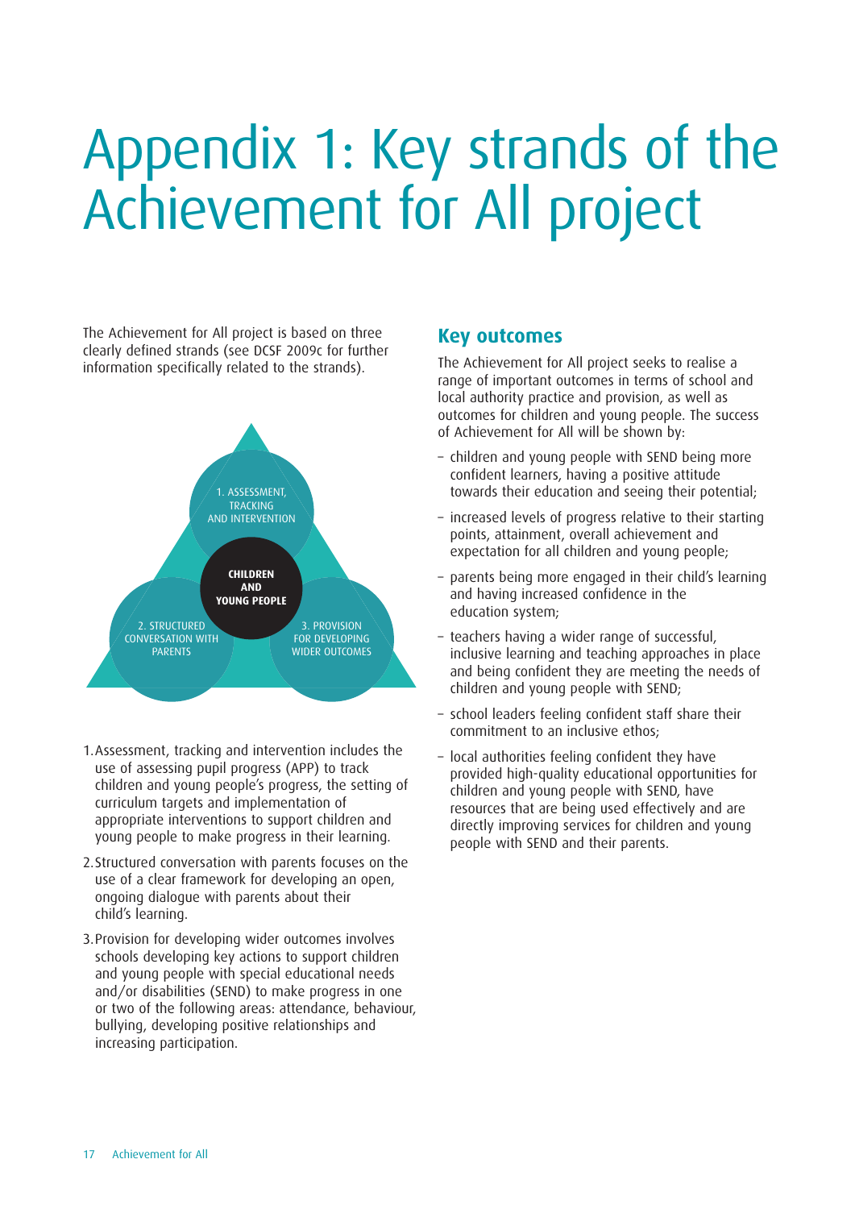# Appendix 1: Key strands of the Achievement for All project

The Achievement for All project is based on three clearly defined strands (see DCSF 2009c for further information specifically related to the strands).

1. ASSESSMENT, TRACKING AND INTERVENTION

2. STRUCTURED CONVERSATION WITH PARENTS

3. PROVISION FOR DEVELOPING WIDER OUTCOMES

**CHILDREN AND YOUNG PEOPLE**

1. Assessment, tracking and intervention includes the use of assessing pupil progress (APP) to track children and young people's progress, the setting of curriculum targets and implementation of appropriate interventions to support children and young people to make progress in their learning.
2. Structured conversation with parents focuses on the use of a clear framework for developing an open, ongoing dialogue with parents about their child's learning.
3. Provision for developing wider outcomes involves schools developing key actions to support children and young people with special educational needs and/or disabilities (SEND) to make progress in one or two of the following areas: attendance, behaviour, bullying, developing positive relationships and increasing participation.

## Key outcomes

The Achievement for All project seeks to realise a range of important outcomes in terms of school and local authority practice and provision, as well as outcomes for children and young people. The success of Achievement for All will be shown by:

- children and young people with SEND being more confident learners, having a positive attitude towards their education and seeing their potential;
- increased levels of progress relative to their starting points, attainment, overall achievement and expectation for all children and young people;
- parents being more engaged in their child's learning and having increased confidence in the education system;
- teachers having a wider range of successful, inclusive learning and teaching approaches in place and being confident they are meeting the needs of children and young people with SEND;
- school leaders feeling confident staff share their commitment to an inclusive ethos;
- local authorities feeling confident they have provided high-quality educational opportunities for children and young people with SEND, have resources that are being used effectively and are directly improving services for children and young people with SEND and their parents.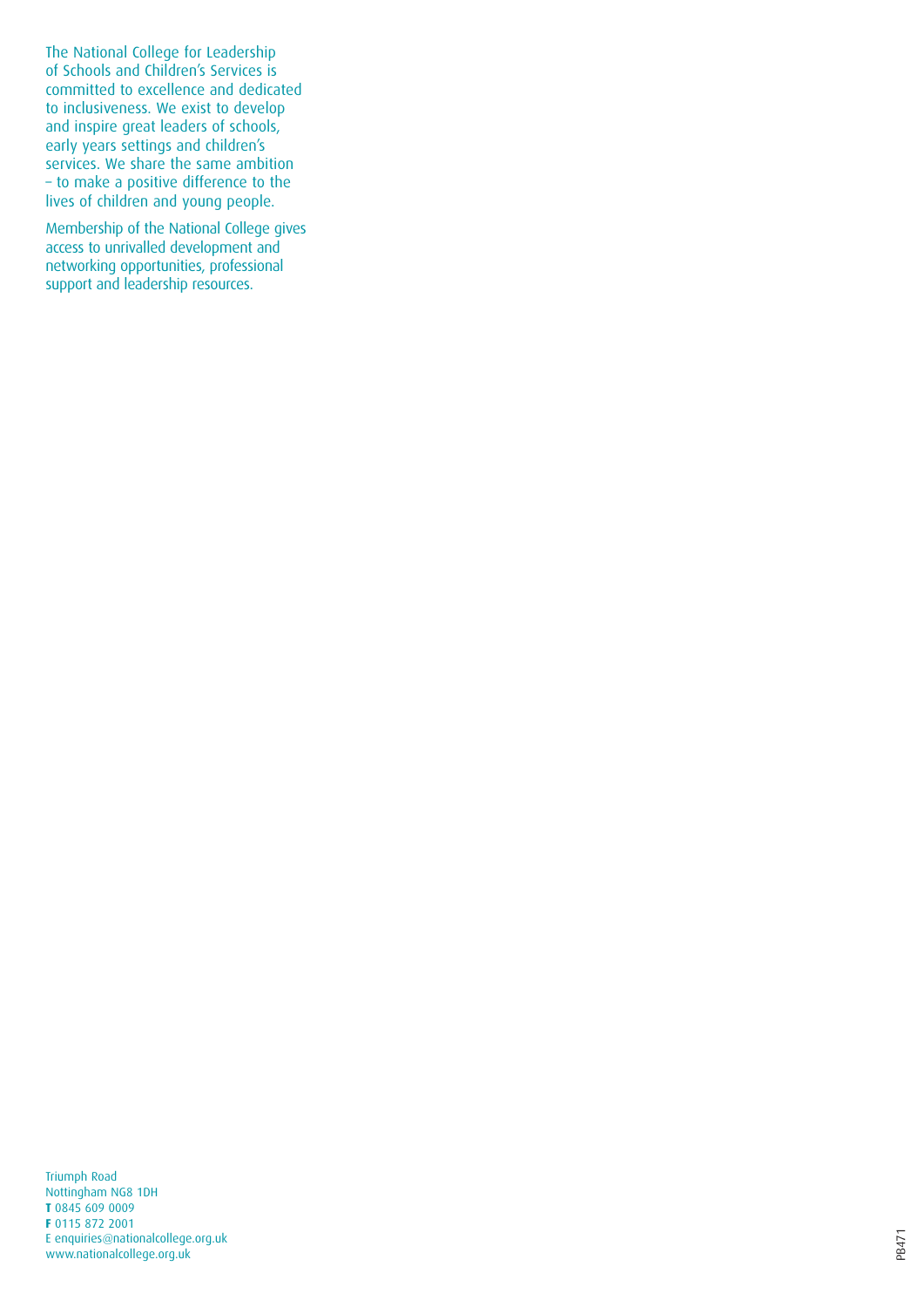The National College for Leadership of Schools and Children's Services is committed to excellence and dedicated to inclusiveness. We exist to develop and inspire great leaders of schools, early years settings and children's services. We share the same ambition – to make a positive difference to the lives of children and young people.

Membership of the National College gives access to unrivalled development and networking opportunities, professional support and leadership resources.

Triumph Road
Nottingham NG8 1DH
**T** 0845 609 0009
**F** 0115 872 2001
E enquiries@nationalcollege.org.uk
www.nationalcollege.org.uk

PB471